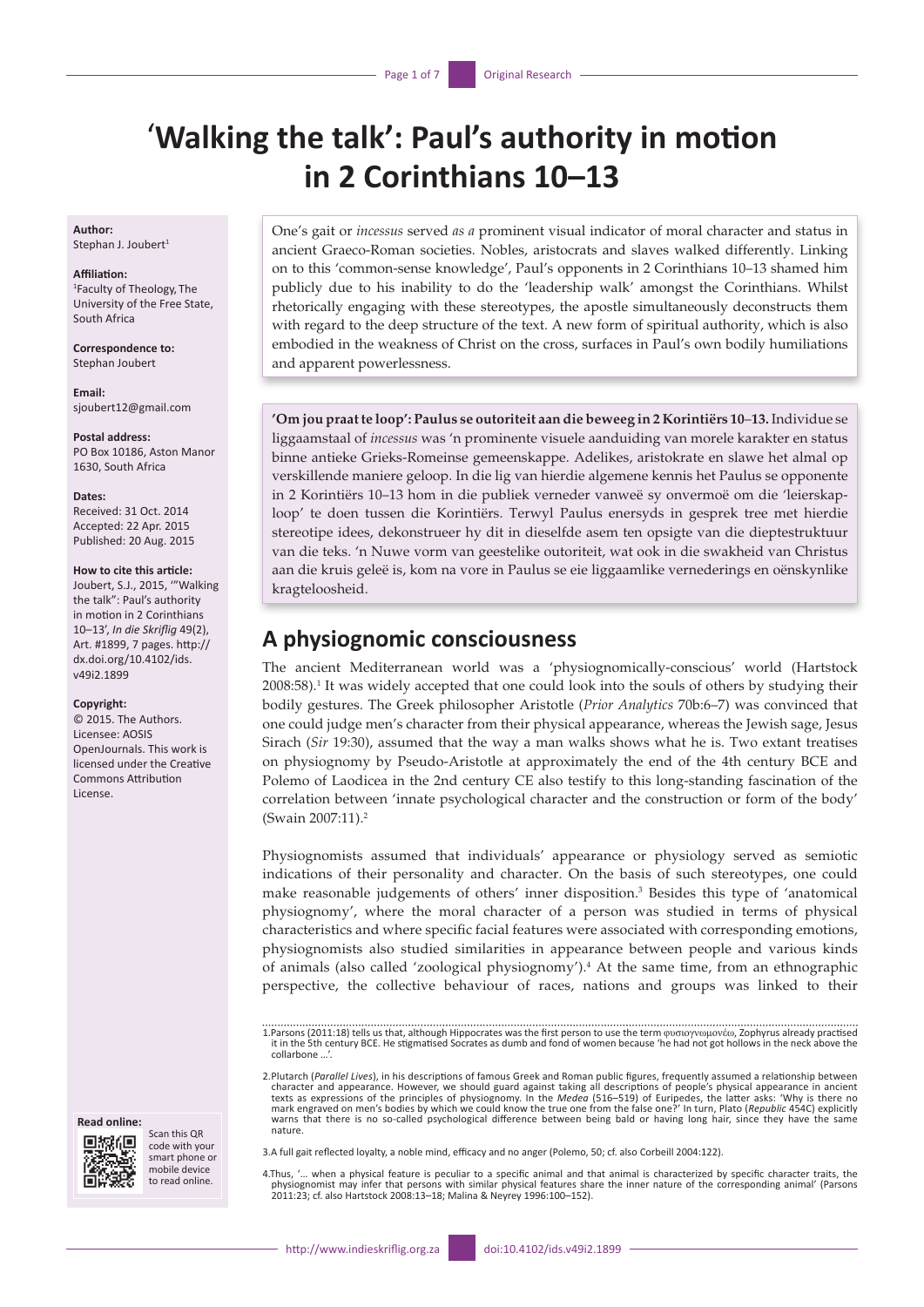# 'Walking the talk': Paul's authority in motion in 2 Corinthians 10–13

**Author:**
Stephan J. Joubert[1]

**Affiliation:**
[1]Faculty of Theology, The University of the Free State, South Africa

**Correspondence to:**
Stephan Joubert

**Email:**
sjoubert12@gmail.com

**Postal address:**
PO Box 10186, Aston Manor 1630, South Africa

**Dates:**
Received: 31 Oct. 2014
Accepted: 22 Apr. 2015
Published: 20 Aug. 2015

**How to cite this article:**
Joubert, S.J., 2015, '"Walking the talk": Paul's authority in motion in 2 Corinthians 10–13', *In die Skriflig* 49(2), Art. #1899, 7 pages. http://dx.doi.org/10.4102/ids.v49i2.1899

**Copyright:**
© 2015. The Authors. Licensee: AOSIS OpenJournals. This work is licensed under the Creative Commons Attribution License.

**Read online:**
Scan this QR code with your smart phone or mobile device to read online.

One's gait or *incessus* served *as a* prominent visual indicator of moral character and status in ancient Graeco-Roman societies. Nobles, aristocrats and slaves walked differently. Linking on to this 'common-sense knowledge', Paul's opponents in 2 Corinthians 10–13 shamed him publicly due to his inability to do the 'leadership walk' amongst the Corinthians. Whilst rhetorically engaging with these stereotypes, the apostle simultaneously deconstructs them with regard to the deep structure of the text. A new form of spiritual authority, which is also embodied in the weakness of Christ on the cross, surfaces in Paul's own bodily humiliations and apparent powerlessness.

**'Om jou praat te loop': Paulus se outoriteit aan die beweeg in 2 Korintiërs 10–13.** Individue se liggaamstaal of *incessus* was 'n prominente visuele aanduiding van morele karakter en status binne antieke Grieks-Romeinse gemeenskappe. Adelikes, aristokrate en slawe het almal op verskillende maniere geloop. In die lig van hierdie algemene kennis het Paulus se opponente in 2 Korintiërs 10–13 hom in die publiek verneder vanweë sy onvermoë om die 'leierskap-loop' te doen tussen die Korintiërs. Terwyl Paulus enersyds in gesprek tree met hierdie stereotipe idees, dekonstrueer hy dit in dieselfde asem ten opsigte van die dieptestruktuur van die teks. 'n Nuwe vorm van geestelike outoriteit, wat ook in die swakheid van Christus aan die kruis geleë is, kom na vore in Paulus se eie liggaamlike vernederings en oënskynlike kragteloosheid.

## A physiognomic consciousness

The ancient Mediterranean world was a 'physiognomically-conscious' world (Hartstock 2008:58).[1] It was widely accepted that one could look into the souls of others by studying their bodily gestures. The Greek philosopher Aristotle (*Prior Analytics* 70b:6–7) was convinced that one could judge men's character from their physical appearance, whereas the Jewish sage, Jesus Sirach (*Sir* 19:30), assumed that the way a man walks shows what he is. Two extant treatises on physiognomy by Pseudo-Aristotle at approximately the end of the 4th century BCE and Polemo of Laodicea in the 2nd century CE also testify to this long-standing fascination of the correlation between 'innate psychological character and the construction or form of the body' (Swain 2007:11).[2]

Physiognomists assumed that individuals' appearance or physiology served as semiotic indications of their personality and character. On the basis of such stereotypes, one could make reasonable judgements of others' inner disposition.[3] Besides this type of 'anatomical physiognomy', where the moral character of a person was studied in terms of physical characteristics and where specific facial features were associated with corresponding emotions, physiognomists also studied similarities in appearance between people and various kinds of animals (also called 'zoological physiognomy').[4] At the same time, from an ethnographic perspective, the collective behaviour of races, nations and groups was linked to their

1. Parsons (2011:18) tells us that, although Hippocrates was the first person to use the term φυσιογνωμονέω, Zophyrus already practised it in the 5th century BCE. He stigmatised Socrates as dumb and fond of women because 'he had not got hollows in the neck above the collarbone ...'.

2. Plutarch (*Parallel Lives*), in his descriptions of famous Greek and Roman public figures, frequently assumed a relationship between character and appearance. However, we should guard against taking all descriptions of people's physical appearance in ancient texts as expressions of the principles of physiognomy. In the *Medea* (516–519) of Euripedes, the latter asks: 'Why is there no mark engraved on men's bodies by which we could know the true one from the false one?' In turn, Plato (*Republic* 454C) explicitly warns that there is no so-called psychological difference between being bald or having long hair, since they have the same nature.

3. A full gait reflected loyalty, a noble mind, efficacy and no anger (Polemo, 50; cf. also Corbeill 2004:122).

4. Thus, '... when a physical feature is peculiar to a specific animal and that animal is characterized by specific character traits, the physiognomist may infer that persons with similar physical features share the inner nature of the corresponding animal' (Parsons 2011:23; cf. also Hartstock 2008:13–18; Malina & Neyrey 1996:100–152).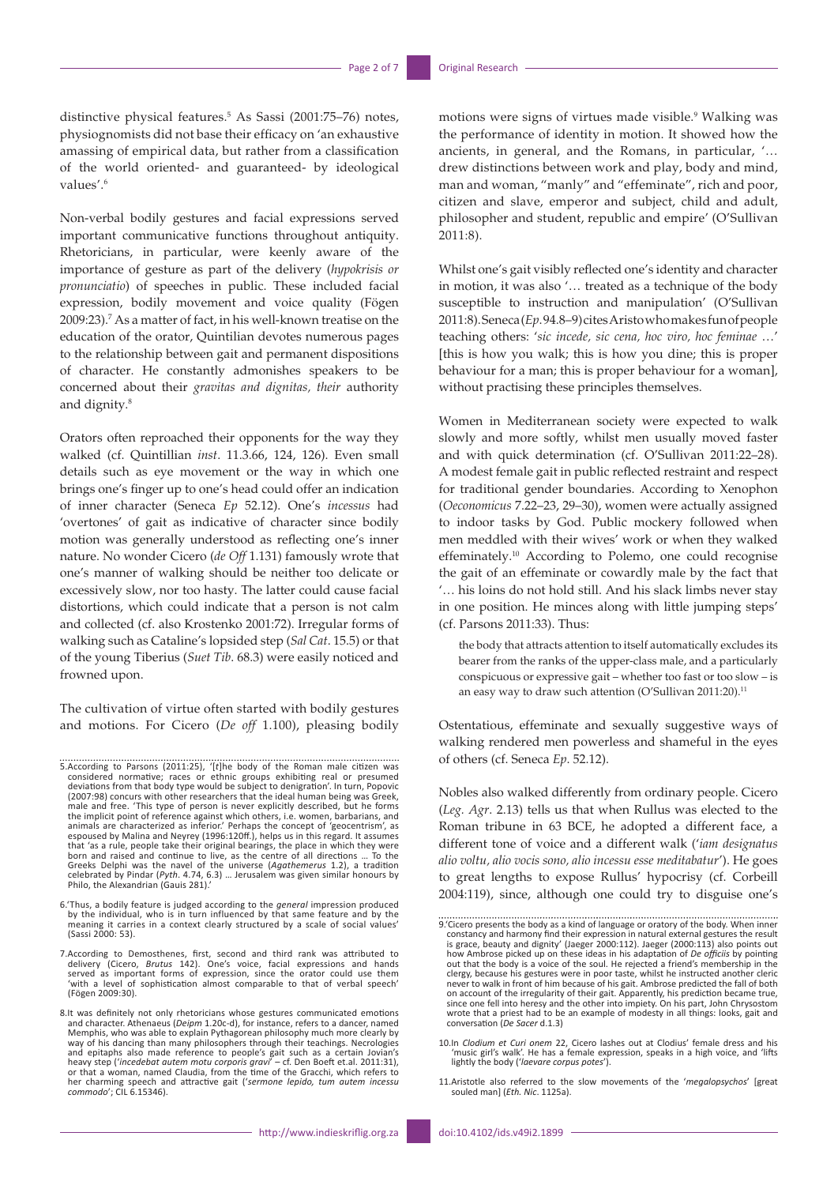distinctive physical features.[5] As Sassi (2001:75–76) notes, physiognomists did not base their efficacy on 'an exhaustive amassing of empirical data, but rather from a classification of the world oriented- and guaranteed- by ideological values'.[6]

Non-verbal bodily gestures and facial expressions served important communicative functions throughout antiquity. Rhetoricians, in particular, were keenly aware of the importance of gesture as part of the delivery (*hypokrisis or pronunciatio*) of speeches in public. These included facial expression, bodily movement and voice quality (Fögen 2009:23).[7] As a matter of fact, in his well-known treatise on the education of the orator, Quintilian devotes numerous pages to the relationship between gait and permanent dispositions of character. He constantly admonishes speakers to be concerned about their *gravitas and dignitas, their* authority and dignity.[8]

Orators often reproached their opponents for the way they walked (cf. Quintillian *inst*. 11.3.66, 124, 126). Even small details such as eye movement or the way in which one brings one's finger up to one's head could offer an indication of inner character (Seneca *Ep* 52.12). One's *incessus* had 'overtones' of gait as indicative of character since bodily motion was generally understood as reflecting one's inner nature. No wonder Cicero (*de Off* 1.131) famously wrote that one's manner of walking should be neither too delicate or excessively slow, nor too hasty. The latter could cause facial distortions, which could indicate that a person is not calm and collected (cf. also Krostenko 2001:72). Irregular forms of walking such as Cataline's lopsided step (*Sal Cat*. 15.5) or that of the young Tiberius (*Suet Tib*. 68.3) were easily noticed and frowned upon.

The cultivation of virtue often started with bodily gestures and motions. For Cicero (*De off* 1.100), pleasing bodily motions were signs of virtues made visible.[9] Walking was the performance of identity in motion. It showed how the ancients, in general, and the Romans, in particular, '… drew distinctions between work and play, body and mind, man and woman, "manly" and "effeminate", rich and poor, citizen and slave, emperor and subject, child and adult, philosopher and student, republic and empire' (O'Sullivan 2011:8).

Whilst one's gait visibly reflected one's identity and character in motion, it was also '… treated as a technique of the body susceptible to instruction and manipulation' (O'Sullivan 2011:8). Seneca (*Ep*. 94.8–9) cites Aristo who makes fun of people teaching others: '*sic incede, sic cena, hoc viro, hoc feminae* …' [this is how you walk; this is how you dine; this is proper behaviour for a man; this is proper behaviour for a woman], without practising these principles themselves.

Women in Mediterranean society were expected to walk slowly and more softly, whilst men usually moved faster and with quick determination (cf. O'Sullivan 2011:22–28). A modest female gait in public reflected restraint and respect for traditional gender boundaries. According to Xenophon (*Oeconomicus* 7.22–23, 29–30), women were actually assigned to indoor tasks by God. Public mockery followed when men meddled with their wives' work or when they walked effeminately.[10] According to Polemo, one could recognise the gait of an effeminate or cowardly male by the fact that '… his loins do not hold still. And his slack limbs never stay in one position. He minces along with little jumping steps' (cf. Parsons 2011:33). Thus:

> the body that attracts attention to itself automatically excludes its bearer from the ranks of the upper-class male, and a particularly conspicuous or expressive gait – whether too fast or too slow – is an easy way to draw such attention (O'Sullivan 2011:20).[11]

Ostentatious, effeminate and sexually suggestive ways of walking rendered men powerless and shameful in the eyes of others (cf. Seneca *Ep*. 52.12).

Nobles also walked differently from ordinary people. Cicero (*Leg. Agr*. 2.13) tells us that when Rullus was elected to the Roman tribune in 63 BCE, he adopted a different face, a different tone of voice and a different walk ('*iam designatus alio voltu, alio vocis sono, alio incessu esse meditabatur*'). He goes to great lengths to expose Rullus' hypocrisy (cf. Corbeill 2004:119), since, although one could try to disguise one's

5.According to Parsons (2011:25), '[*t*]he body of the Roman male citizen was considered normative; races or ethnic groups exhibiting real or presumed deviations from that body type would be subject to denigration'. In turn, Popovic (2007:98) concurs with other researchers that the ideal human being was Greek, male and free. 'This type of person is never explicitly described, but he forms the implicit point of reference against which others, i.e. women, barbarians, and animals are characterized as inferior.' Perhaps the concept of 'geocentrism', as espoused by Malina and Neyrey (1996:120ff.), helps us in this regard. It assumes that 'as a rule, people take their original bearings, the place in which they were born and raised and continue to live, as the centre of all directions … To the Greeks Delphi was the navel of the universe (*Agathemerus* 1.2), a tradition celebrated by Pindar (*Pyth*. 4.74, 6.3) … Jerusalem was given similar honours by Philo, the Alexandrian (Gauis 281).'

6.'Thus, a bodily feature is judged according to the *general* impression produced by the individual, who is in turn influenced by that same feature and by the meaning it carries in a context clearly structured by a scale of social values' (Sassi 2000: 53).

7.According to Demosthenes, first, second and third rank was attributed to delivery (Cicero, *Brutus* 142). One's voice, facial expressions and hands served as important forms of expression, since the orator could use them 'with a level of sophistication almost comparable to that of verbal speech' (Fögen 2009:30).

8.It was definitely not only rhetoricians whose gestures communicated emotions and character. Athenaeus (*Deipm* 1.20c-d), for instance, refers to a dancer, named Memphis, who was able to explain Pythagorean philosophy much more clearly by way of his dancing than many philosophers through their teachings. Necrologies and epitaphs also made reference to people's gait such as a certain Jovian's heavy step ('*incedebat autem motu corporis gravi*' – cf. Den Boeft et.al. 2011:31), or that a woman, named Claudia, from the time of the Gracchi, which refers to her charming speech and attractive gait ('*sermone lepido, tum autem incessu commodo*'; CIL 6.15346).

9.'Cicero presents the body as a kind of language or oratory of the body. When inner constancy and harmony find their expression in natural external gestures the result is grace, beauty and dignity' (Jaeger 2000:112). Jaeger (2000:113) also points out how Ambrose picked up on these ideas in his adaptation of *De officiis* by pointing out that the body is a voice of the soul. He rejected a friend's membership in the clergy, because his gestures were in poor taste, whilst he instructed another cleric never to walk in front of him because of his gait. Ambrose predicted the fall of both on account of the irregularity of their gait. Apparently, his prediction became true, since one fell into heresy and the other into impiety. On his part, John Chrysostom wrote that a priest had to be an example of modesty in all things: looks, gait and conversation (*De Sacer* d.1.3)

10.In *Clodium et Curi onem* 22, Cicero lashes out at Clodius' female dress and his 'music girl's walk'. He has a female expression, speaks in a high voice, and 'lifts lightly the body ('*laevare corpus potes*').

11.Aristotle also referred to the slow movements of the '*megalopsychos*' [great souled man] (*Eth. Nic*. 1125a).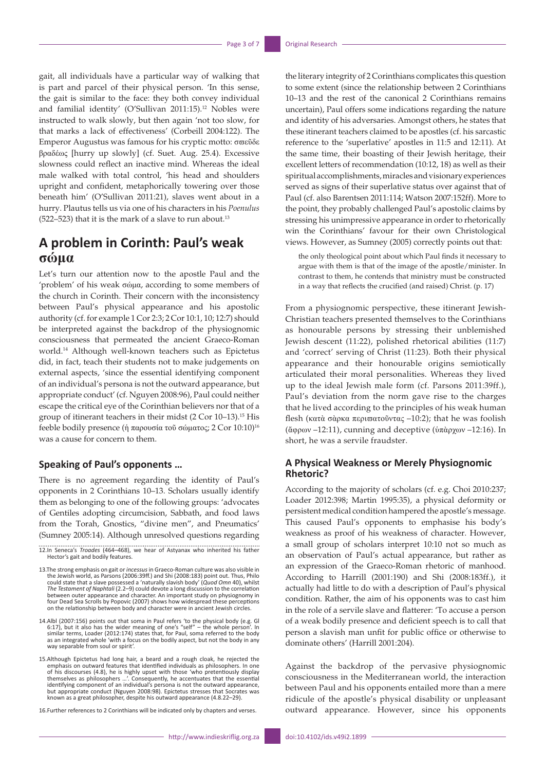gait, all individuals have a particular way of walking that is part and parcel of their physical person. 'In this sense, the gait is similar to the face: they both convey individual and familial identity' (O'Sullivan 2011:15).[12] Nobles were instructed to walk slowly, but then again 'not too slow, for that marks a lack of effectiveness' (Corbeill 2004:122). The Emperor Augustus was famous for his cryptic motto: σπεῦδε βραδέως [hurry up slowly] (cf. Suet. Aug. 25.4). Excessive slowness could reflect an inactive mind. Whereas the ideal male walked with total control, 'his head and shoulders upright and confident, metaphorically towering over those beneath him' (O'Sullivan 2011:21), slaves went about in a hurry. Plautus tells us via one of his characters in his *Poenulus* (522–523) that it is the mark of a slave to run about.[13]

## A problem in Corinth: Paul's weak σώμα

Let's turn our attention now to the apostle Paul and the 'problem' of his weak σώμα, according to some members of the church in Corinth. Their concern with the inconsistency between Paul's physical appearance and his apostolic authority (cf. for example 1 Cor 2:3; 2 Cor 10:1, 10; 12:7) should be interpreted against the backdrop of the physiognomic consciousness that permeated the ancient Graeco-Roman world.[14] Although well-known teachers such as Epictetus did, in fact, teach their students not to make judgements on external aspects, 'since the essential identifying component of an individual's persona is not the outward appearance, but appropriate conduct' (cf. Nguyen 2008:96), Paul could neither escape the critical eye of the Corinthian believers nor that of a group of itinerant teachers in their midst (2 Cor 10–13).[15] His feeble bodily presence (ἡ παρουσία τοῦ σώματος; 2 Cor 10:10)[16] was a cause for concern to them.

### Speaking of Paul's opponents …

There is no agreement regarding the identity of Paul's opponents in 2 Corinthians 10–13. Scholars usually identify them as belonging to one of the following groups: 'advocates of Gentiles adopting circumcision, Sabbath, and food laws from the Torah, Gnostics, "divine men", and Pneumatics' (Sumney 2005:14). Although unresolved questions regarding the literary integrity of 2 Corinthians complicates this question to some extent (since the relationship between 2 Corinthians 10–13 and the rest of the canonical 2 Corinthians remains uncertain), Paul offers some indications regarding the nature and identity of his adversaries. Amongst others, he states that these itinerant teachers claimed to be apostles (cf. his sarcastic reference to the 'superlative' apostles in 11:5 and 12:11). At the same time, their boasting of their Jewish heritage, their excellent letters of recommendation (10:12, 18) as well as their spiritual accomplishments, miracles and visionary experiences served as signs of their superlative status over against that of Paul (cf. also Barentsen 2011:114; Watson 2007:152ff). More to the point, they probably challenged Paul's apostolic claims by stressing his unimpressive appearance in order to rhetorically win the Corinthians' favour for their own Christological views. However, as Sumney (2005) correctly points out that:

> the only theological point about which Paul finds it necessary to argue with them is that of the image of the apostle/minister. In contrast to them, he contends that ministry must be constructed in a way that reflects the crucified (and raised) Christ. (p. 17)

From a physiognomic perspective, these itinerant Jewish-Christian teachers presented themselves to the Corinthians as honourable persons by stressing their unblemished Jewish descent (11:22), polished rhetorical abilities (11:7) and 'correct' serving of Christ (11:23). Both their physical appearance and their honourable origins semiotically articulated their moral personalities. Whereas they lived up to the ideal Jewish male form (cf. Parsons 2011:39ff.), Paul's deviation from the norm gave rise to the charges that he lived according to the principles of his weak human flesh (κατὰ σάρκα περιπατοῦντας –10:2); that he was foolish (ἄφρων –12:11), cunning and deceptive (ὑπάρχων –12:16). In short, he was a servile fraudster.

### A Physical Weakness or Merely Physiognomic Rhetoric?

According to the majority of scholars (cf. e.g. Choi 2010:237; Loader 2012:398; Martin 1995:35), a physical deformity or persistent medical condition hampered the apostle's message. This caused Paul's opponents to emphasise his body's weakness as proof of his weakness of character. However, a small group of scholars interpret 10:10 not so much as an observation of Paul's actual appearance, but rather as an expression of the Graeco-Roman rhetoric of manhood. According to Harrill (2001:190) and Shi (2008:183ff.), it actually had little to do with a description of Paul's physical condition. Rather, the aim of his opponents was to cast him in the role of a servile slave and flatterer: 'To accuse a person of a weak bodily presence and deficient speech is to call that person a slavish man unfit for public office or otherwise to dominate others' (Harrill 2001:204).

Against the backdrop of the pervasive physiognomic consciousness in the Mediterranean world, the interaction between Paul and his opponents entailed more than a mere ridicule of the apostle's physical disability or unpleasant outward appearance. However, since his opponents

---

12. In Seneca's *Troades* (464–468), we hear of Astyanax who inherited his father Hector's gait and bodily features.

13. The strong emphasis on gait or *incessus* in Graeco-Roman culture was also visible in the Jewish world, as Parsons (2006:39ff.) and Shi (2008:183) point out. Thus, Philo could state that a slave possessed a 'naturally slavish body' (*Quod Omn* 40), whilst *The Testament of Naphtali* (2.2–9) could devote a long discussion to the correlation between outer appearance and character. An important study on physiognomy in four Dead Sea Scrolls by Popovic (2007) shows how widespread these perceptions on the relationship between body and character were in ancient Jewish circles.

14. Albl (2007:156) points out that soma in Paul refers 'to the physical body (e.g. Gl 6:17), but it also has the wider meaning of one's "self" – the whole person'. In similar terms, Loader (2012:174) states that, for Paul, soma referred to the body as an integrated whole 'with a focus on the bodily aspect, but not the body in any way separable from soul or spirit'.

15. Although Epictetus had long hair, a beard and a rough cloak, he rejected the emphasis on outward features that identified individuals as philosophers. In one of his discourses (4.8), he is highly upset with those 'who pretentiously display themselves as philosophers …'. Consequently, he accentuates that the essential identifying component of an individual's persona is not the outward appearance, but appropriate conduct (Nguyen 2008:98). Epictetus stresses that Socrates was known as a great philosopher, despite his outward appearance (4.8.22–29).

16. Further references to 2 Corinthians will be indicated only by chapters and verses.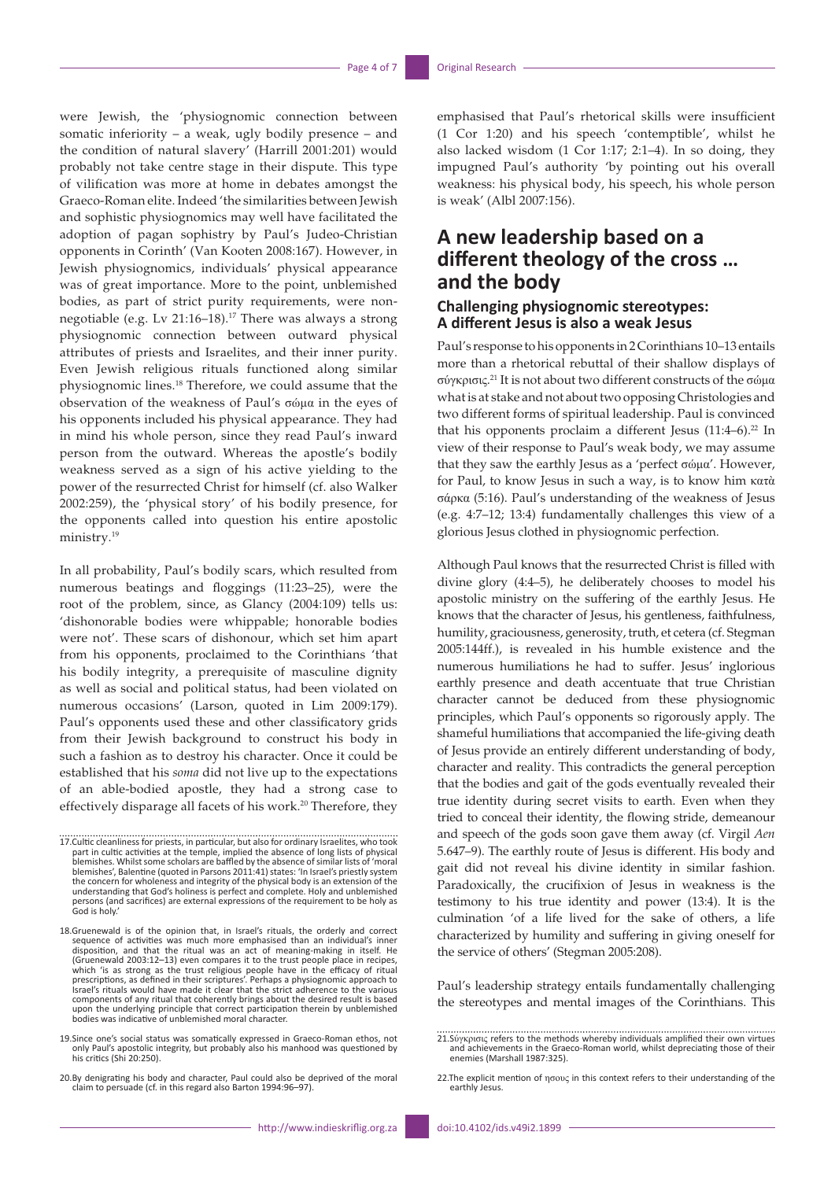were Jewish, the 'physiognomic connection between somatic inferiority – a weak, ugly bodily presence – and the condition of natural slavery' (Harrill 2001:201) would probably not take centre stage in their dispute. This type of vilification was more at home in debates amongst the Graeco-Roman elite. Indeed 'the similarities between Jewish and sophistic physiognomics may well have facilitated the adoption of pagan sophistry by Paul's Judeo-Christian opponents in Corinth' (Van Kooten 2008:167). However, in Jewish physiognomics, individuals' physical appearance was of great importance. More to the point, unblemished bodies, as part of strict purity requirements, were non-negotiable (e.g. Lv 21:16–18).[17] There was always a strong physiognomic connection between outward physical attributes of priests and Israelites, and their inner purity. Even Jewish religious rituals functioned along similar physiognomic lines.[18] Therefore, we could assume that the observation of the weakness of Paul's σώμα in the eyes of his opponents included his physical appearance. They had in mind his whole person, since they read Paul's inward person from the outward. Whereas the apostle's bodily weakness served as a sign of his active yielding to the power of the resurrected Christ for himself (cf. also Walker 2002:259), the 'physical story' of his bodily presence, for the opponents called into question his entire apostolic ministry.[19]

In all probability, Paul's bodily scars, which resulted from numerous beatings and floggings (11:23–25), were the root of the problem, since, as Glancy (2004:109) tells us: 'dishonorable bodies were whippable; honorable bodies were not'. These scars of dishonour, which set him apart from his opponents, proclaimed to the Corinthians 'that his bodily integrity, a prerequisite of masculine dignity as well as social and political status, had been violated on numerous occasions' (Larson, quoted in Lim 2009:179). Paul's opponents used these and other classificatory grids from their Jewish background to construct his body in such a fashion as to destroy his character. Once it could be established that his *soma* did not live up to the expectations of an able-bodied apostle, they had a strong case to effectively disparage all facets of his work.[20] Therefore, they emphasised that Paul's rhetorical skills were insufficient (1 Cor 1:20) and his speech 'contemptible', whilst he also lacked wisdom (1 Cor 1:17; 2:1–4). In so doing, they impugned Paul's authority 'by pointing out his overall weakness: his physical body, his speech, his whole person is weak' (Albl 2007:156).

## A new leadership based on a different theology of the cross … and the body

### Challenging physiognomic stereotypes: A different Jesus is also a weak Jesus

Paul's response to his opponents in 2 Corinthians 10–13 entails more than a rhetorical rebuttal of their shallow displays of σύγκρισις.[21] It is not about two different constructs of the σώμα what is at stake and not about two opposing Christologies and two different forms of spiritual leadership. Paul is convinced that his opponents proclaim a different Jesus (11:4–6).[22] In view of their response to Paul's weak body, we may assume that they saw the earthly Jesus as a 'perfect σώμα'. However, for Paul, to know Jesus in such a way, is to know him κατὰ σάρκα (5:16). Paul's understanding of the weakness of Jesus (e.g. 4:7–12; 13:4) fundamentally challenges this view of a glorious Jesus clothed in physiognomic perfection.

Although Paul knows that the resurrected Christ is filled with divine glory (4:4–5), he deliberately chooses to model his apostolic ministry on the suffering of the earthly Jesus. He knows that the character of Jesus, his gentleness, faithfulness, humility, graciousness, generosity, truth, et cetera (cf. Stegman 2005:144ff.), is revealed in his humble existence and the numerous humiliations he had to suffer. Jesus' inglorious earthly presence and death accentuate that true Christian character cannot be deduced from these physiognomic principles, which Paul's opponents so rigorously apply. The shameful humiliations that accompanied the life-giving death of Jesus provide an entirely different understanding of body, character and reality. This contradicts the general perception that the bodies and gait of the gods eventually revealed their true identity during secret visits to earth. Even when they tried to conceal their identity, the flowing stride, demeanour and speech of the gods soon gave them away (cf. Virgil *Aen* 5.647–9). The earthly route of Jesus is different. His body and gait did not reveal his divine identity in similar fashion. Paradoxically, the crucifixion of Jesus in weakness is the testimony to his true identity and power (13:4). It is the culmination 'of a life lived for the sake of others, a life characterized by humility and suffering in giving oneself for the service of others' (Stegman 2005:208).

Paul's leadership strategy entails fundamentally challenging the stereotypes and mental images of the Corinthians. This

17. Cultic cleanliness for priests, in particular, but also for ordinary Israelites, who took part in cultic activities at the temple, implied the absence of long lists of physical blemishes. Whilst some scholars are baffled by the absence of similar lists of 'moral blemishes', Balentine (quoted in Parsons 2011:41) states: 'In Israel's priestly system the concern for wholeness and integrity of the physical body is an extension of the understanding that God's holiness is perfect and complete. Holy and unblemished persons (and sacrifices) are external expressions of the requirement to be holy as God is holy.'

18. Gruenewald is of the opinion that, in Israel's rituals, the orderly and correct sequence of activities was much more emphasised than an individual's inner disposition, and that the ritual was an act of meaning-making in itself. He (Gruenewald 2003:12–13) even compares it to the trust people place in recipes, which 'is as strong as the trust religious people have in the efficacy of ritual prescriptions, as defined in their scriptures'. Perhaps a physiognomic approach to Israel's rituals would have made it clear that the strict adherence to the various components of any ritual that coherently brings about the desired result is based upon the underlying principle that correct participation therein by unblemished bodies was indicative of unblemished moral character.

19. Since one's social status was somatically expressed in Graeco-Roman ethos, not only Paul's apostolic integrity, but probably also his manhood was questioned by his critics (Shi 20:250).

20. By denigrating his body and character, Paul could also be deprived of the moral claim to persuade (cf. in this regard also Barton 1994:96–97).

21. Σύγκρισις refers to the methods whereby individuals amplified their own virtues and achievements in the Graeco-Roman world, whilst depreciating those of their enemies (Marshall 1987:325).

22. The explicit mention of ησους in this context refers to their understanding of the earthly Jesus.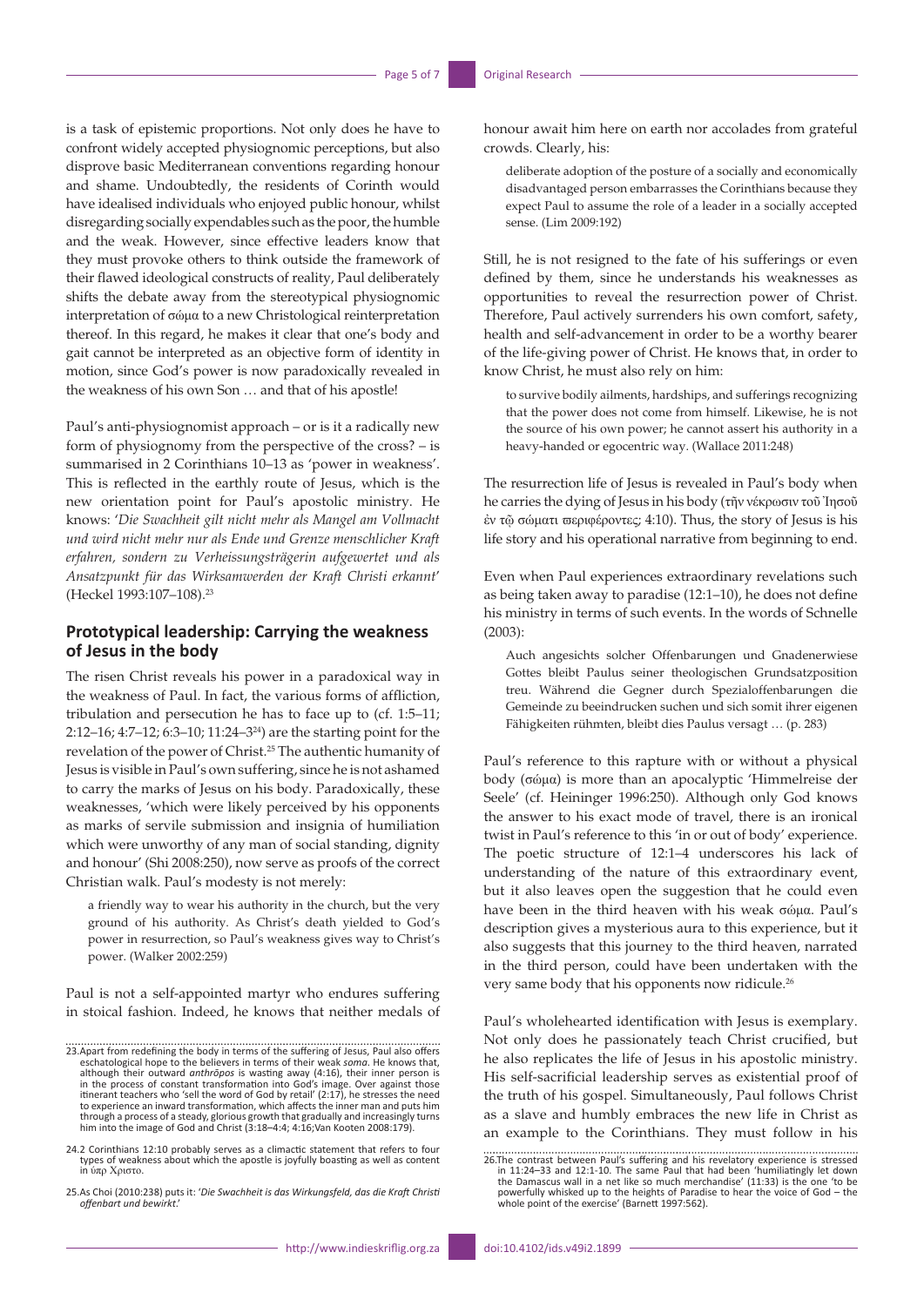is a task of epistemic proportions. Not only does he have to confront widely accepted physiognomic perceptions, but also disprove basic Mediterranean conventions regarding honour and shame. Undoubtedly, the residents of Corinth would have idealised individuals who enjoyed public honour, whilst disregarding socially expendables such as the poor, the humble and the weak. However, since effective leaders know that they must provoke others to think outside the framework of their flawed ideological constructs of reality, Paul deliberately shifts the debate away from the stereotypical physiognomic interpretation of σώμα to a new Christological reinterpretation thereof. In this regard, he makes it clear that one's body and gait cannot be interpreted as an objective form of identity in motion, since God's power is now paradoxically revealed in the weakness of his own Son … and that of his apostle!

Paul's anti-physiognomist approach – or is it a radically new form of physiognomy from the perspective of the cross? – is summarised in 2 Corinthians 10–13 as 'power in weakness'. This is reflected in the earthly route of Jesus, which is the new orientation point for Paul's apostolic ministry. He knows: '*Die Swachheit gilt nicht mehr als Mangel am Vollmacht und wird nicht mehr nur als Ende und Grenze menschlicher Kraft erfahren, sondern zu Verheissungsträgerin aufgewertet und als Ansatzpunkt für das Wirksamwerden der Kraft Christi erkannt*' (Heckel 1993:107–108).[23]

## Prototypical leadership: Carrying the weakness of Jesus in the body

The risen Christ reveals his power in a paradoxical way in the weakness of Paul. In fact, the various forms of affliction, tribulation and persecution he has to face up to (cf. 1:5–11; 2:12–16; 4:7–12; 6:3–10; 11:24–3[24]) are the starting point for the revelation of the power of Christ.[25] The authentic humanity of Jesus is visible in Paul's own suffering, since he is not ashamed to carry the marks of Jesus on his body. Paradoxically, these weaknesses, 'which were likely perceived by his opponents as marks of servile submission and insignia of humiliation which were unworthy of any man of social standing, dignity and honour' (Shi 2008:250), now serve as proofs of the correct Christian walk. Paul's modesty is not merely:

> a friendly way to wear his authority in the church, but the very ground of his authority. As Christ's death yielded to God's power in resurrection, so Paul's weakness gives way to Christ's power. (Walker 2002:259)

Paul is not a self-appointed martyr who endures suffering in stoical fashion. Indeed, he knows that neither medals of honour await him here on earth nor accolades from grateful crowds. Clearly, his:

> deliberate adoption of the posture of a socially and economically disadvantaged person embarrasses the Corinthians because they expect Paul to assume the role of a leader in a socially accepted sense. (Lim 2009:192)

Still, he is not resigned to the fate of his sufferings or even defined by them, since he understands his weaknesses as opportunities to reveal the resurrection power of Christ. Therefore, Paul actively surrenders his own comfort, safety, health and self-advancement in order to be a worthy bearer of the life-giving power of Christ. He knows that, in order to know Christ, he must also rely on him:

> to survive bodily ailments, hardships, and sufferings recognizing that the power does not come from himself. Likewise, he is not the source of his own power; he cannot assert his authority in a heavy-handed or egocentric way. (Wallace 2011:248)

The resurrection life of Jesus is revealed in Paul's body when he carries the dying of Jesus in his body (τὴν νέκρωσιν τοῦ Ἰησοῦ ἐν τῷ σώματι περιφέροντες; 4:10). Thus, the story of Jesus is his life story and his operational narrative from beginning to end.

Even when Paul experiences extraordinary revelations such as being taken away to paradise (12:1–10), he does not define his ministry in terms of such events. In the words of Schnelle (2003):

> Auch angesichts solcher Offenbarungen und Gnadenerweise Gottes bleibt Paulus seiner theologischen Grundsatzposition treu. Während die Gegner durch Spezialoffenbarungen die Gemeinde zu beeindrucken suchen und sich somit ihrer eigenen Fähigkeiten rühmten, bleibt dies Paulus versagt … (p. 283)

Paul's reference to this rapture with or without a physical body (σώμα) is more than an apocalyptic 'Himmelreise der Seele' (cf. Heininger 1996:250). Although only God knows the answer to his exact mode of travel, there is an ironical twist in Paul's reference to this 'in or out of body' experience. The poetic structure of 12:1–4 underscores his lack of understanding of the nature of this extraordinary event, but it also leaves open the suggestion that he could even have been in the third heaven with his weak σώμα. Paul's description gives a mysterious aura to this experience, but it also suggests that this journey to the third heaven, narrated in the third person, could have been undertaken with the very same body that his opponents now ridicule.[26]

Paul's wholehearted identification with Jesus is exemplary. Not only does he passionately teach Christ crucified, but he also replicates the life of Jesus in his apostolic ministry. His self-sacrificial leadership serves as existential proof of the truth of his gospel. Simultaneously, Paul follows Christ as a slave and humbly embraces the new life in Christ as an example to the Corinthians. They must follow in his

23. Apart from redefining the body in terms of the suffering of Jesus, Paul also offers eschatological hope to the believers in terms of their weak *soma*. He knows that, although their outward *anthrōpos* is wasting away (4:16), their inner person is in the process of constant transformation into God's image. Over against those itinerant teachers who 'sell the word of God by retail' (2:17), he stresses the need to experience an inward transformation, which affects the inner man and puts him through a process of a steady, glorious growth that gradually and increasingly turns him into the image of God and Christ (3:18–4:4; 4:16;Van Kooten 2008:179).

24. 2 Corinthians 12:10 probably serves as a climactic statement that refers to four types of weakness about which the apostle is joyfully boasting as well as content in ὑπρ Χριστο.

25. As Choi (2010:238) puts it: '*Die Swachheit is das Wirkungsfeld, das die Kraft Christi offenbart und bewirkt*.'

26. The contrast between Paul's suffering and his revelatory experience is stressed in 11:24–33 and 12:1-10. The same Paul that had been 'humiliatingly let down the Damascus wall in a net like so much merchandise' (11:33) is the one 'to be powerfully whisked up to the heights of Paradise to hear the voice of God – the whole point of the exercise' (Barnett 1997:562).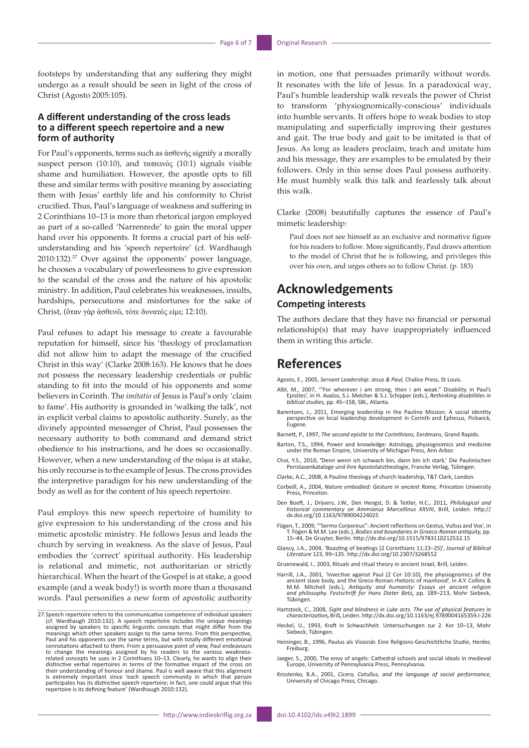footsteps by understanding that any suffering they might undergo as a result should be seen in light of the cross of Christ (Agosto 2005:105).

### A different understanding of the cross leads to a different speech repertoire and a new form of authority

For Paul's opponents, terms such as ἀσθενὴς signify a morally suspect person (10:10), and ταπεινὸς (10:1) signals visible shame and humiliation. However, the apostle opts to fill these and similar terms with positive meaning by associating them with Jesus' earthly life and his conformity to Christ crucified. Thus, Paul's language of weakness and suffering in 2 Corinthians 10–13 is more than rhetorical jargon employed as part of a so-called 'Narrenrede' to gain the moral upper hand over his opponents. It forms a crucial part of his self-understanding and his 'speech repertoire' (cf. Wardhaugh 2010:132).[27] Over against the opponents' power language, he chooses a vocabulary of powerlessness to give expression to the scandal of the cross and the nature of his apostolic ministry. In addition, Paul celebrates his weaknesses, insults, hardships, persecutions and misfortunes for the sake of Christ, (ὅταν γὰρ ἀσθενῶ, τότε δυνατός εἰμι; 12:10).

Paul refuses to adapt his message to create a favourable reputation for himself, since his 'theology of proclamation did not allow him to adapt the message of the crucified Christ in this way' (Clarke 2008:163). He knows that he does not possess the necessary leadership credentials or public standing to fit into the mould of his opponents and some believers in Corinth. The *imitatio* of Jesus is Paul's only 'claim to fame'. His authority is grounded in 'walking the talk', not in explicit verbal claims to apostolic authority. Surely, as the divinely appointed messenger of Christ, Paul possesses the necessary authority to both command and demand strict obedience to his instructions, and he does so occasionally. However, when a new understanding of the σώμα is at stake, his only recourse is to the example of Jesus. The cross provides the interpretive paradigm for his new understanding of the body as well as for the content of his speech repertoire.

Paul employs this new speech repertoire of humility to give expression to his understanding of the cross and his mimetic apostolic ministry. He follows Jesus and leads the church by serving in weakness. As the slave of Jesus, Paul embodies the 'correct' spiritual authority. His leadership is relational and mimetic, not authoritarian or strictly hierarchical. When the heart of the Gospel is at stake, a good example (and a weak body!) is worth more than a thousand words. Paul personifies a new form of apostolic authority in motion, one that persuades primarily without words. It resonates with the life of Jesus. In a paradoxical way, Paul's humble leadership walk reveals the power of Christ to transform 'physiognomically-conscious' individuals into humble servants. It offers hope to weak bodies to stop manipulating and superficially improving their gestures and gait. The true body and gait to be imitated is that of Jesus. As long as leaders proclaim, teach and imitate him and his message, they are examples to be emulated by their followers. Only in this sense does Paul possess authority. He must humbly walk this talk and fearlessly talk about this walk.

Clarke (2008) beautifully captures the essence of Paul's mimetic leadership:

> Paul does not see himself as an exclusive and normative figure for his readers to follow. More significantly, Paul draws attention to the model of Christ that he is following, and privileges this over his own, and urges others so to follow Christ. (p. 183)

27. Speech repertoire refers to the communicative competence of individual speakers (cf. Wardhaugh 2010:132). A speech repertoire includes the unique meanings assigned by speakers to specific linguistic concepts that might differ from the meanings which other speakers assign to the same terms. From this perspective, Paul and his opponents use the same terms, but with totally different emotional connotations attached to them. From a persuasive point of view, Paul endeavours to change the meanings assigned by his readers to the various weakness-related concepts he uses in 2 Corinthians 10–13. Clearly, he wants to align their distinctive verbal repertoires in terms of the formative impact of the cross on their understanding of honour and shame. Paul is well aware that this alignment is extremely important since 'each speech community in which that person participates has its distinctive speech repertoire; in fact, one could argue that this repertoire is its defining feature' (Wardhaugh 2010:132).

## Acknowledgements

### Competing interests

The authors declare that they have no financial or personal relationship(s) that may have inappropriately influenced them in writing this article.

## References

Agosto, E., 2005, *Servant Leadership: Jesus & Paul,* Chalice Press, St Louis.

Albl, M., 2007, '"For wherever i am strong, then i am weak." Disability in Paul's Epistles', in H. Avalos, S.J. Melcher & S.J. Schipper (eds.), *Rethinking disabilities in biblical studies,* pp. 45–158, SBL, Atlanta.

Barentsen, J., 2011, Emerging leadership in the Pauline Mission. A social identity perspective on local leadership development in Corinth and Ephesus, Pickwick, Eugene.

Barnett, P., 1997, *The second epistle to the Corinthians,* Eerdmans, Grand Rapids.

Barton, T.S., 1994, Power and knowledge: Astrology, physiognomics and medicine under the Roman Empire, University of Michigan Press, Ann Arbor.

Choi, Y.S., 2010, 'Denn wenn ich schwach bin, dann bin ich stark.' Die Paulinischen Peristasenkataloge und ihre Apostolatstheologie, Francke Verlag, Tübingen.

Clarke, A.C., 2008, A Pauline theology of church leadership, T&T Clark, London.

Corbeill, A., 2004, *Nature embodied: Gesture in ancient Rome,* Princeton University Press, Princeton.

Den Boeft, J., Drijvers, J.W., Den Hengst, D. & Teitler, H.C., 2011, *Philological and historical commentary on Ammianus Marcellinus XXVIII,* Brill, Leiden. http://dx.doi.org/10.1163/9789004224025

Fögen, T., 2009, '"Sermo Corporeus": Ancient reflections on Gestus, Vultus and Vox', in T. Fögen & M.M. Lee (eds.), *Bodies and boundaries in Graeco-Roman antiquity,* pp. 15–44, De Gruyter, Berlin. http://dx.doi.org/10.1515/9783110212532.15

Glancy, J.A., 2004, 'Boasting of beatings (2 Corinthians 11:23–25)', *Journal of Biblical Literature* 123, 99–135. http://dx.doi.org/10.2307/3268552

Gruenewald, I., 2003, Rituals and ritual theory in ancient Israel, Brill, Leiden.

Harrill, J.A., 2001, 'Invective against Paul (2 Cor 10:10), the physiognomics of the ancient slave body, and the Greco-Roman rhetoric of manhood', in A.Y. Collins & M.M. Mitchell (eds.), *Antiquity and humanity: Essays on ancient religion and philosophy. Festschrift for Hans Dieter Betz,* pp. 189–213, Mohr Siebeck, Tübingen.

Hartstock, C., 2008, *Sight and blindness in Luke acts. The use of physical features in characterization,* Brill, Leiden. http://dx.doi.org/10.1163/ej.9789004165359.I-226

Heckel, U., 1993, Kraft in Schwachheit. Untersuchungen zur 2. Kor 10–13, Mohr Siebeck, Tübingen.

Heininger, B., 1996, Paulus als Visionär. Eine Religions-Geschichtliche Studie, Herder, Freiburg.

Jaeger, S., 2000, The envy of angels: Cathedral schools and social ideals in medieval Europe, University of Pennsylvania Press, Pennsylvania.

Krostenko, B.A., 2001, *Cicero, Catullus, and the language of social performance,* University of Chicago Press, Chicago.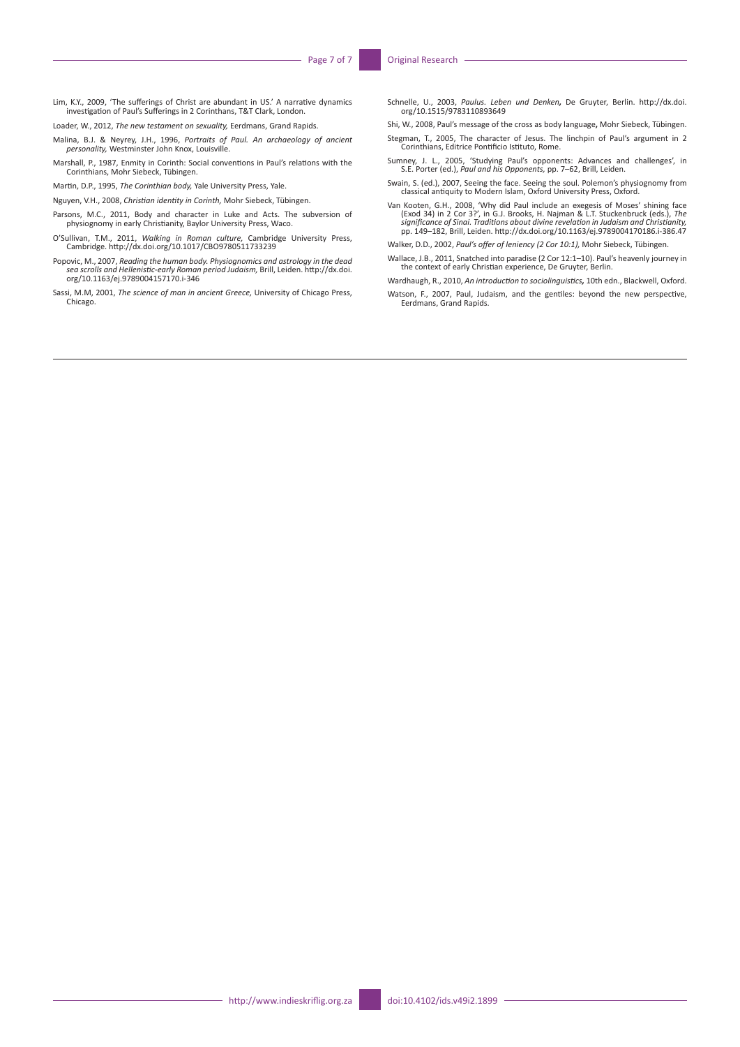Lim, K.Y., 2009, 'The sufferings of Christ are abundant in US.' A narrative dynamics investigation of Paul's Sufferings in 2 Corinthans, T&T Clark, London.

Loader, W., 2012, *The new testament on sexuality,* Eerdmans, Grand Rapids.

Malina, B.J. & Neyrey, J.H., 1996, *Portraits of Paul. An archaeology of ancient personality,* Westminster John Knox, Louisville.

Marshall, P., 1987, Enmity in Corinth: Social conventions in Paul's relations with the Corinthians, Mohr Siebeck, Tübingen.

Martin, D.P., 1995, *The Corinthian body,* Yale University Press, Yale.

Nguyen, V.H., 2008, *Christian identity in Corinth,* Mohr Siebeck, Tübingen.

Parsons, M.C., 2011, Body and character in Luke and Acts. The subversion of physiognomy in early Christianity, Baylor University Press, Waco.

O'Sullivan, T.M., 2011, *Walking in Roman culture,* Cambridge University Press, Cambridge. http://dx.doi.org/10.1017/CBO9780511733239

Popovic, M., 2007, *Reading the human body. Physiognomics and astrology in the dead sea scrolls and Hellenistic-early Roman period Judaism,* Brill, Leiden. http://dx.doi.org/10.1163/ej.9789004157170.i-346

Sassi, M.M, 2001, *The science of man in ancient Greece,* University of Chicago Press, Chicago.

Schnelle, U., 2003, *Paulus. Leben und Denken,* De Gruyter, Berlin. http://dx.doi.org/10.1515/9783110893649

Shi, W., 2008, Paul's message of the cross as body language, Mohr Siebeck, Tübingen.

Stegman, T., 2005, The character of Jesus. The linchpin of Paul's argument in 2 Corinthians, Editrice Pontificio Istituto, Rome.

Sumney, J. L., 2005, 'Studying Paul's opponents: Advances and challenges', in S.E. Porter (ed.), *Paul and his Opponents,* pp. 7–62, Brill, Leiden.

Swain, S. (ed.), 2007, Seeing the face. Seeing the soul. Polemon's physiognomy from classical antiquity to Modern Islam, Oxford University Press, Oxford.

Van Kooten, G.H., 2008, 'Why did Paul include an exegesis of Moses' shining face (Exod 34) in 2 Cor 3?', in G.J. Brooks, H. Najman & L.T. Stuckenbruck (eds.), *The significance of Sinai. Traditions about divine revelation in Judaism and Christianity,* pp. 149–182, Brill, Leiden. http://dx.doi.org/10.1163/ej.9789004170186.i-386.47

Walker, D.D., 2002, *Paul's offer of leniency (2 Cor 10:1),* Mohr Siebeck, Tübingen.

Wallace, J.B., 2011, Snatched into paradise (2 Cor 12:1–10). Paul's heavenly journey in the context of early Christian experience, De Gruyter, Berlin.

Wardhaugh, R., 2010, *An introduction to sociolinguistics,* 10th edn., Blackwell, Oxford.

Watson, F., 2007, Paul, Judaism, and the gentiles: beyond the new perspective, Eerdmans, Grand Rapids.